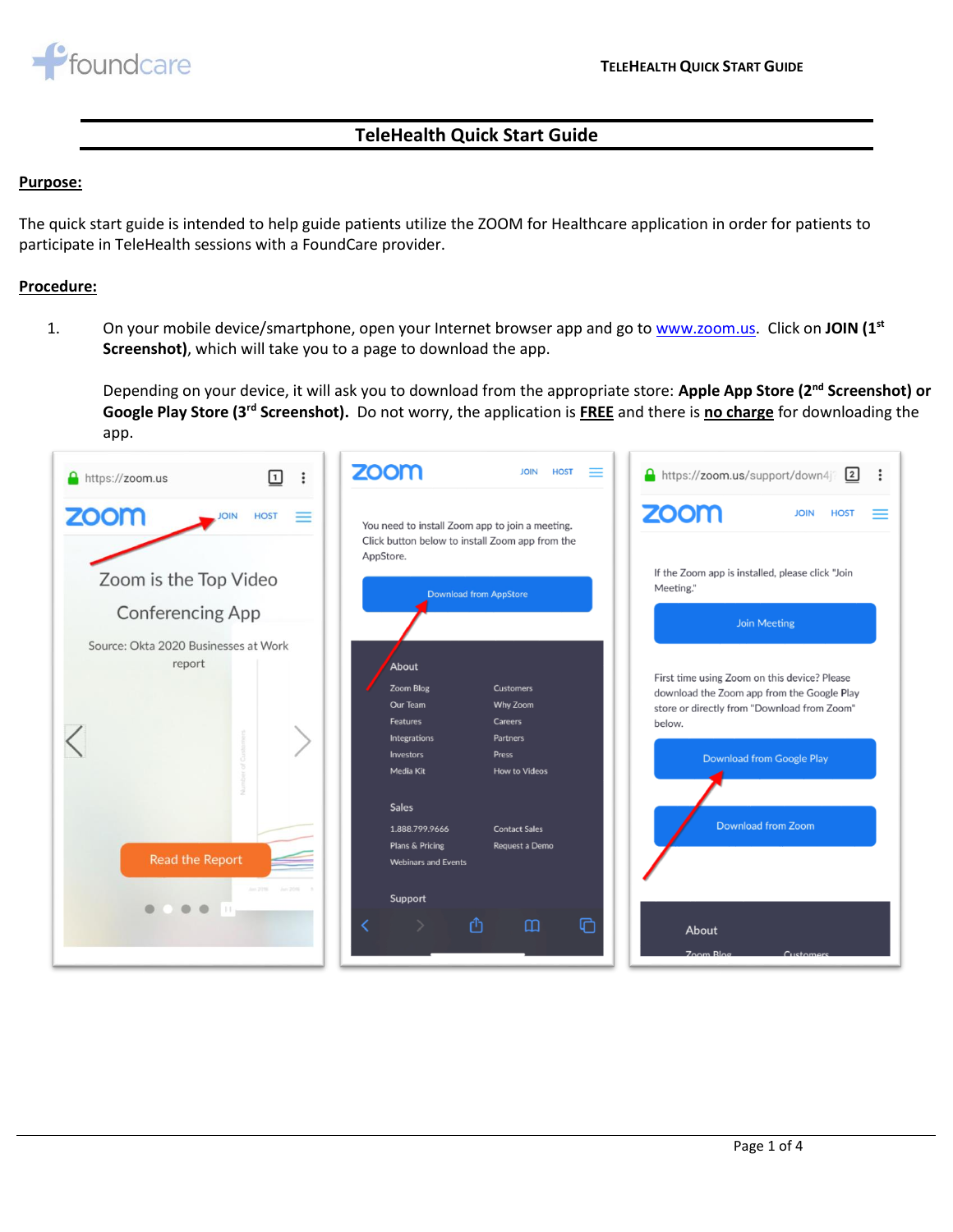# TeleHealth Quick Start Guide

**Purpose:**

The quick start guide is intended to help guide patients utilize the ZOOM for Healthcare application in order for patients to participate in TeleHealth sessions with a FoundCare provider.

**Procedure:**

1. On your mobile device/smartphone, open your Internet browser app and go to www.zoom.us. Click on **JOIN (1st Screenshot)**, which will take you to a page to download the app.

   Depending on your device, it will ask you to download from the appropriate store: **Apple App Store (2nd Screenshot) or Google Play Store (3rd Screenshot).** Do not worry, the application is **FREE** and there is **no charge** for downloading the app.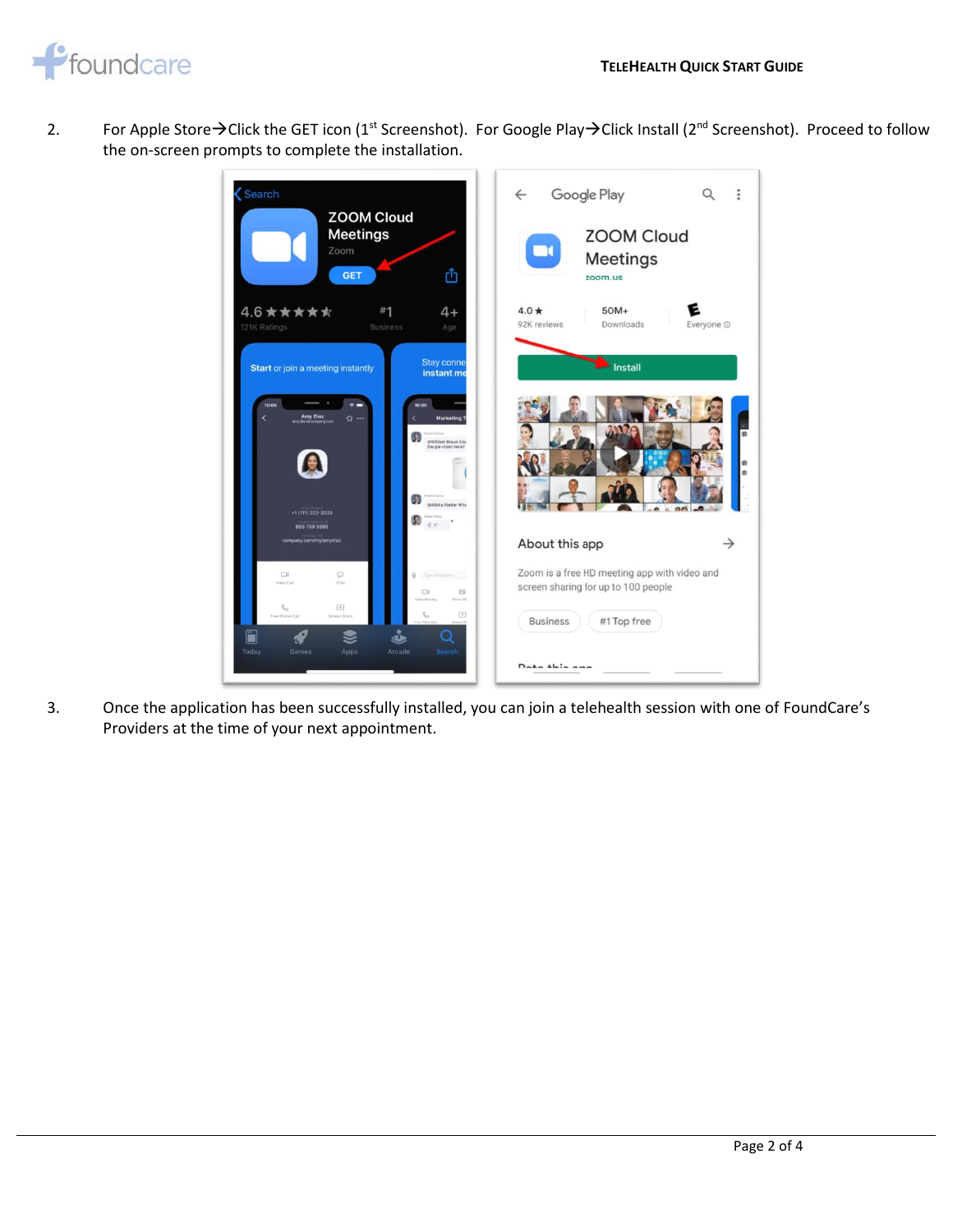2. For Apple Store→Click the GET icon (1st Screenshot). For Google Play→Click Install (2nd Screenshot). Proceed to follow the on-screen prompts to complete the installation.

3. Once the application has been successfully installed, you can join a telehealth session with one of FoundCare's Providers at the time of your next appointment.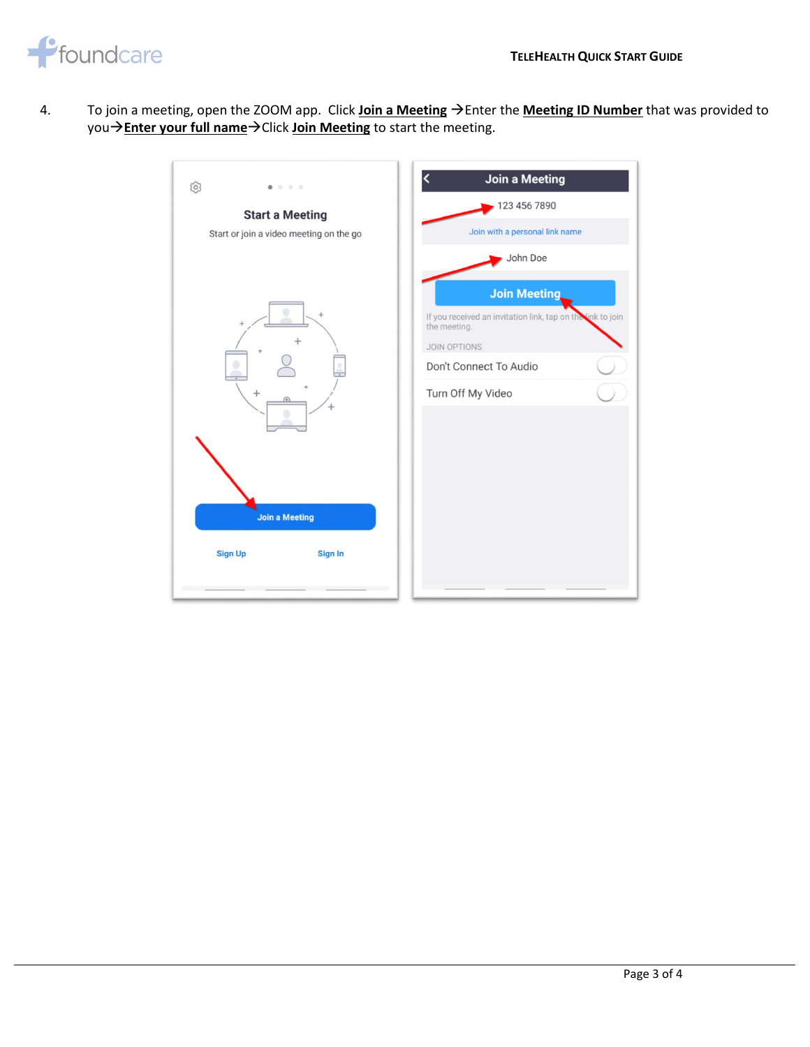4. To join a meeting, open the ZOOM app. Click **Join a Meeting** → Enter the **Meeting ID Number** that was provided to you → **Enter your full name** → Click **Join Meeting** to start the meeting.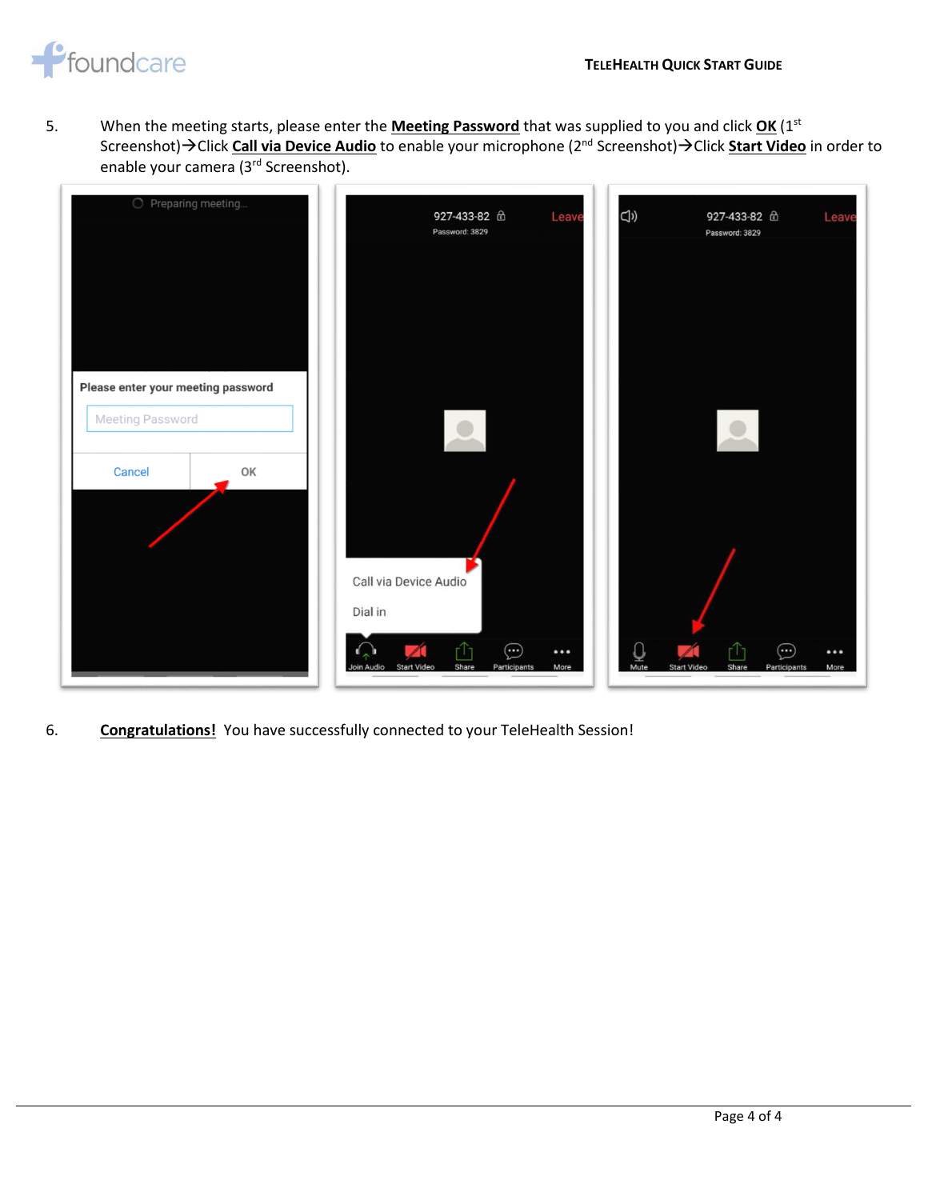5. When the meeting starts, please enter the **Meeting Password** that was supplied to you and click **OK** (1st Screenshot)→Click **Call via Device Audio** to enable your microphone (2nd Screenshot)→Click **Start Video** in order to enable your camera (3rd Screenshot).

6. **Congratulations!** You have successfully connected to your TeleHealth Session!